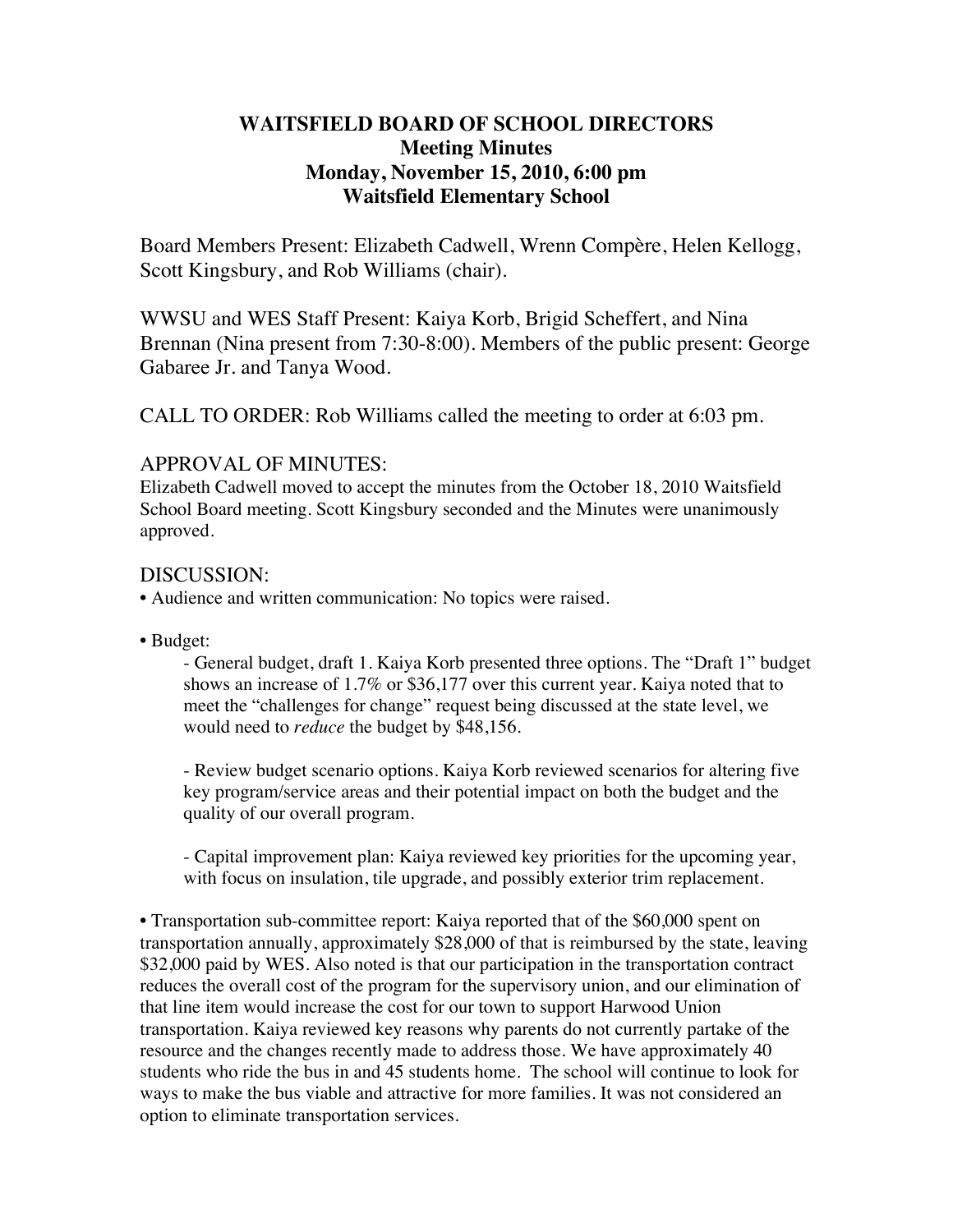# WAITSFIELD BOARD OF SCHOOL DIRECTORS
## Meeting Minutes
## Monday, November 15, 2010, 6:00 pm
## Waitsfield Elementary School

Board Members Present: Elizabeth Cadwell, Wrenn Compère, Helen Kellogg, Scott Kingsbury, and Rob Williams (chair).

WWSU and WES Staff Present: Kaiya Korb, Brigid Scheffert, and Nina Brennan (Nina present from 7:30-8:00). Members of the public present: George Gabaree Jr. and Tanya Wood.

CALL TO ORDER: Rob Williams called the meeting to order at 6:03 pm.

APPROVAL OF MINUTES:
Elizabeth Cadwell moved to accept the minutes from the October 18, 2010 Waitsfield School Board meeting. Scott Kingsbury seconded and the Minutes were unanimously approved.

DISCUSSION:

- Audience and written communication: No topics were raised.

- Budget:
  - General budget, draft 1. Kaiya Korb presented three options. The "Draft 1" budget shows an increase of 1.7% or $36,177 over this current year. Kaiya noted that to meet the "challenges for change" request being discussed at the state level, we would need to *reduce* the budget by $48,156.

  - Review budget scenario options. Kaiya Korb reviewed scenarios for altering five key program/service areas and their potential impact on both the budget and the quality of our overall program.

  - Capital improvement plan: Kaiya reviewed key priorities for the upcoming year, with focus on insulation, tile upgrade, and possibly exterior trim replacement.

- Transportation sub-committee report: Kaiya reported that of the $60,000 spent on transportation annually, approximately $28,000 of that is reimbursed by the state, leaving $32,000 paid by WES. Also noted is that our participation in the transportation contract reduces the overall cost of the program for the supervisory union, and our elimination of that line item would increase the cost for our town to support Harwood Union transportation. Kaiya reviewed key reasons why parents do not currently partake of the resource and the changes recently made to address those. We have approximately 40 students who ride the bus in and 45 students home. The school will continue to look for ways to make the bus viable and attractive for more families. It was not considered an option to eliminate transportation services.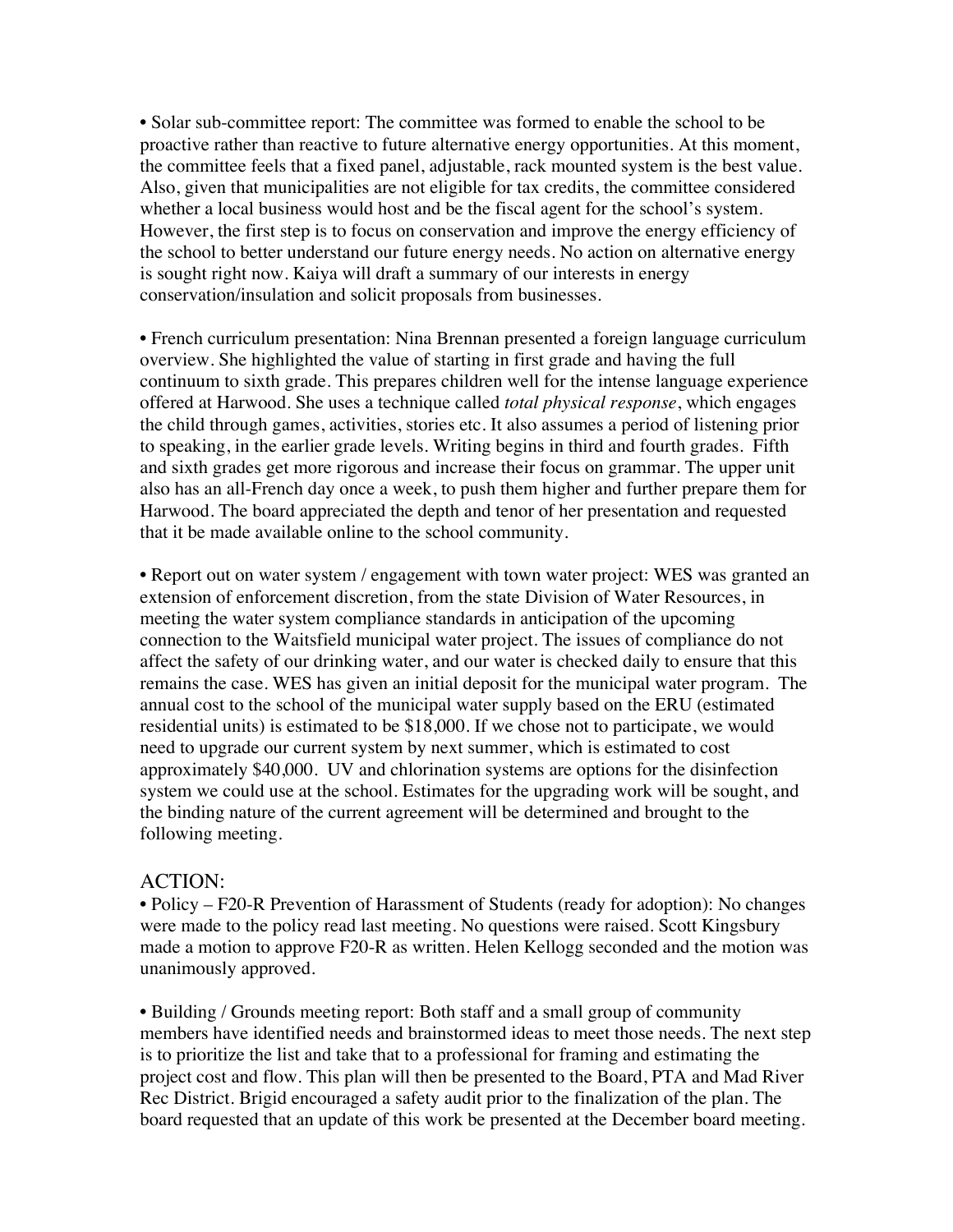• Solar sub-committee report: The committee was formed to enable the school to be proactive rather than reactive to future alternative energy opportunities. At this moment, the committee feels that a fixed panel, adjustable, rack mounted system is the best value. Also, given that municipalities are not eligible for tax credits, the committee considered whether a local business would host and be the fiscal agent for the school's system. However, the first step is to focus on conservation and improve the energy efficiency of the school to better understand our future energy needs. No action on alternative energy is sought right now. Kaiya will draft a summary of our interests in energy conservation/insulation and solicit proposals from businesses.

• French curriculum presentation: Nina Brennan presented a foreign language curriculum overview. She highlighted the value of starting in first grade and having the full continuum to sixth grade. This prepares children well for the intense language experience offered at Harwood. She uses a technique called *total physical response*, which engages the child through games, activities, stories etc. It also assumes a period of listening prior to speaking, in the earlier grade levels. Writing begins in third and fourth grades. Fifth and sixth grades get more rigorous and increase their focus on grammar. The upper unit also has an all-French day once a week, to push them higher and further prepare them for Harwood. The board appreciated the depth and tenor of her presentation and requested that it be made available online to the school community.

• Report out on water system / engagement with town water project: WES was granted an extension of enforcement discretion, from the state Division of Water Resources, in meeting the water system compliance standards in anticipation of the upcoming connection to the Waitsfield municipal water project. The issues of compliance do not affect the safety of our drinking water, and our water is checked daily to ensure that this remains the case. WES has given an initial deposit for the municipal water program. The annual cost to the school of the municipal water supply based on the ERU (estimated residential units) is estimated to be $18,000. If we chose not to participate, we would need to upgrade our current system by next summer, which is estimated to cost approximately $40,000. UV and chlorination systems are options for the disinfection system we could use at the school. Estimates for the upgrading work will be sought, and the binding nature of the current agreement will be determined and brought to the following meeting.

## ACTION:

• Policy – F20-R Prevention of Harassment of Students (ready for adoption): No changes were made to the policy read last meeting. No questions were raised. Scott Kingsbury made a motion to approve F20-R as written. Helen Kellogg seconded and the motion was unanimously approved.

• Building / Grounds meeting report: Both staff and a small group of community members have identified needs and brainstormed ideas to meet those needs. The next step is to prioritize the list and take that to a professional for framing and estimating the project cost and flow. This plan will then be presented to the Board, PTA and Mad River Rec District. Brigid encouraged a safety audit prior to the finalization of the plan. The board requested that an update of this work be presented at the December board meeting.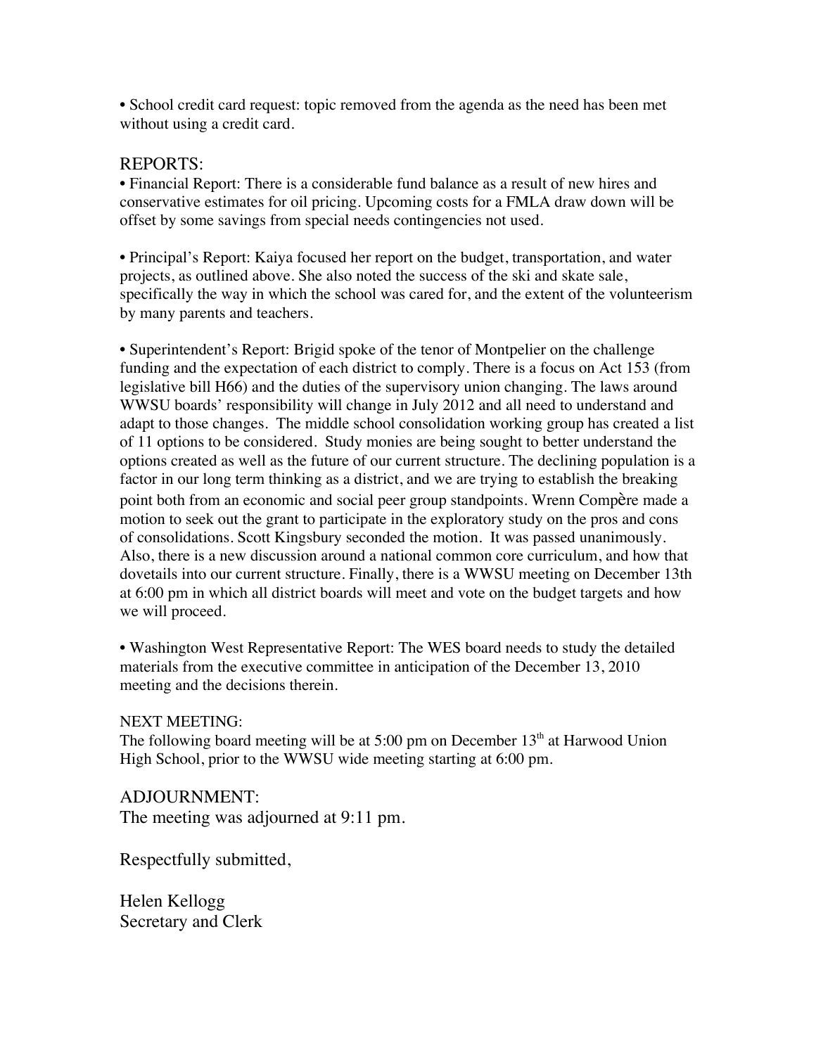• School credit card request: topic removed from the agenda as the need has been met without using a credit card.

## REPORTS:

• Financial Report: There is a considerable fund balance as a result of new hires and conservative estimates for oil pricing. Upcoming costs for a FMLA draw down will be offset by some savings from special needs contingencies not used.

• Principal's Report: Kaiya focused her report on the budget, transportation, and water projects, as outlined above. She also noted the success of the ski and skate sale, specifically the way in which the school was cared for, and the extent of the volunteerism by many parents and teachers.

• Superintendent's Report: Brigid spoke of the tenor of Montpelier on the challenge funding and the expectation of each district to comply. There is a focus on Act 153 (from legislative bill H66) and the duties of the supervisory union changing. The laws around WWSU boards' responsibility will change in July 2012 and all need to understand and adapt to those changes. The middle school consolidation working group has created a list of 11 options to be considered. Study monies are being sought to better understand the options created as well as the future of our current structure. The declining population is a factor in our long term thinking as a district, and we are trying to establish the breaking point both from an economic and social peer group standpoints. Wrenn Compère made a motion to seek out the grant to participate in the exploratory study on the pros and cons of consolidations. Scott Kingsbury seconded the motion. It was passed unanimously. Also, there is a new discussion around a national common core curriculum, and how that dovetails into our current structure. Finally, there is a WWSU meeting on December 13th at 6:00 pm in which all district boards will meet and vote on the budget targets and how we will proceed.

• Washington West Representative Report: The WES board needs to study the detailed materials from the executive committee in anticipation of the December 13, 2010 meeting and the decisions therein.

NEXT MEETING:
The following board meeting will be at 5:00 pm on December 13th at Harwood Union High School, prior to the WWSU wide meeting starting at 6:00 pm.

## ADJOURNMENT:

The meeting was adjourned at 9:11 pm.

Respectfully submitted,

Helen Kellogg
Secretary and Clerk